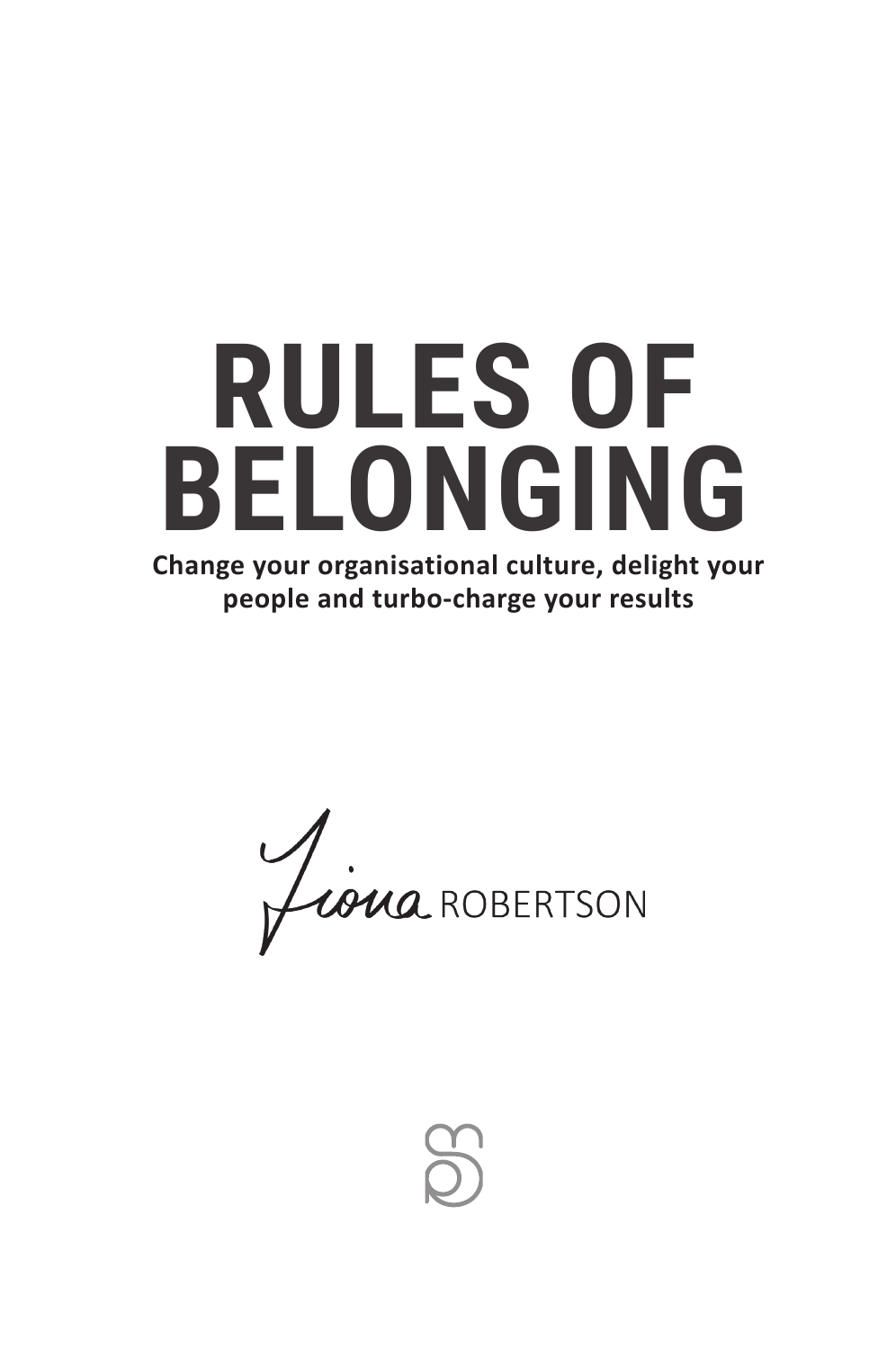# RULES OF BELONGING

**Change your organisational culture, delight your people and turbo-charge your results**

Fiona ROBERTSON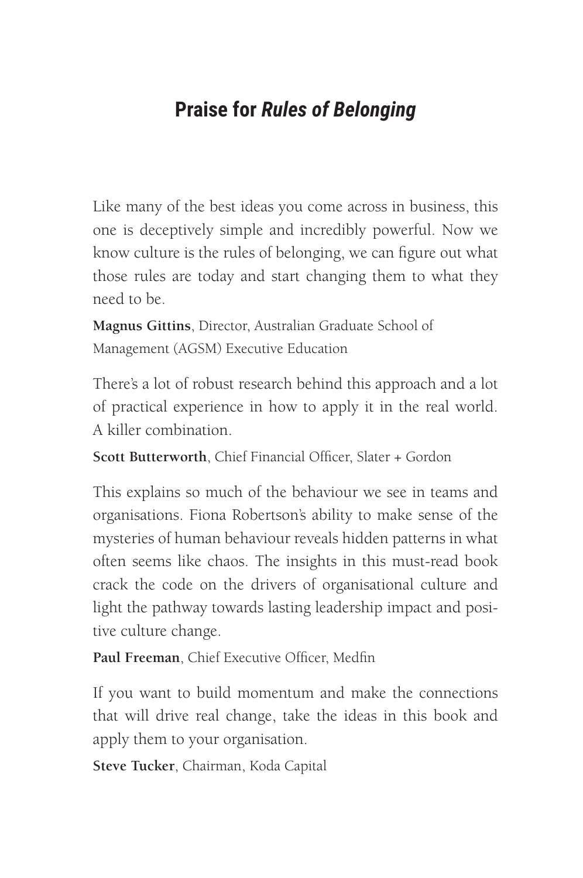# Praise for *Rules of Belonging*

Like many of the best ideas you come across in business, this one is deceptively simple and incredibly powerful. Now we know culture is the rules of belonging, we can figure out what those rules are today and start changing them to what they need to be.

**Magnus Gittins**, Director, Australian Graduate School of Management (AGSM) Executive Education

There's a lot of robust research behind this approach and a lot of practical experience in how to apply it in the real world. A killer combination.

**Scott Butterworth**, Chief Financial Officer, Slater + Gordon

This explains so much of the behaviour we see in teams and organisations. Fiona Robertson's ability to make sense of the mysteries of human behaviour reveals hidden patterns in what often seems like chaos. The insights in this must-read book crack the code on the drivers of organisational culture and light the pathway towards lasting leadership impact and positive culture change.

**Paul Freeman**, Chief Executive Officer, Medfin

If you want to build momentum and make the connections that will drive real change, take the ideas in this book and apply them to your organisation.

**Steve Tucker**, Chairman, Koda Capital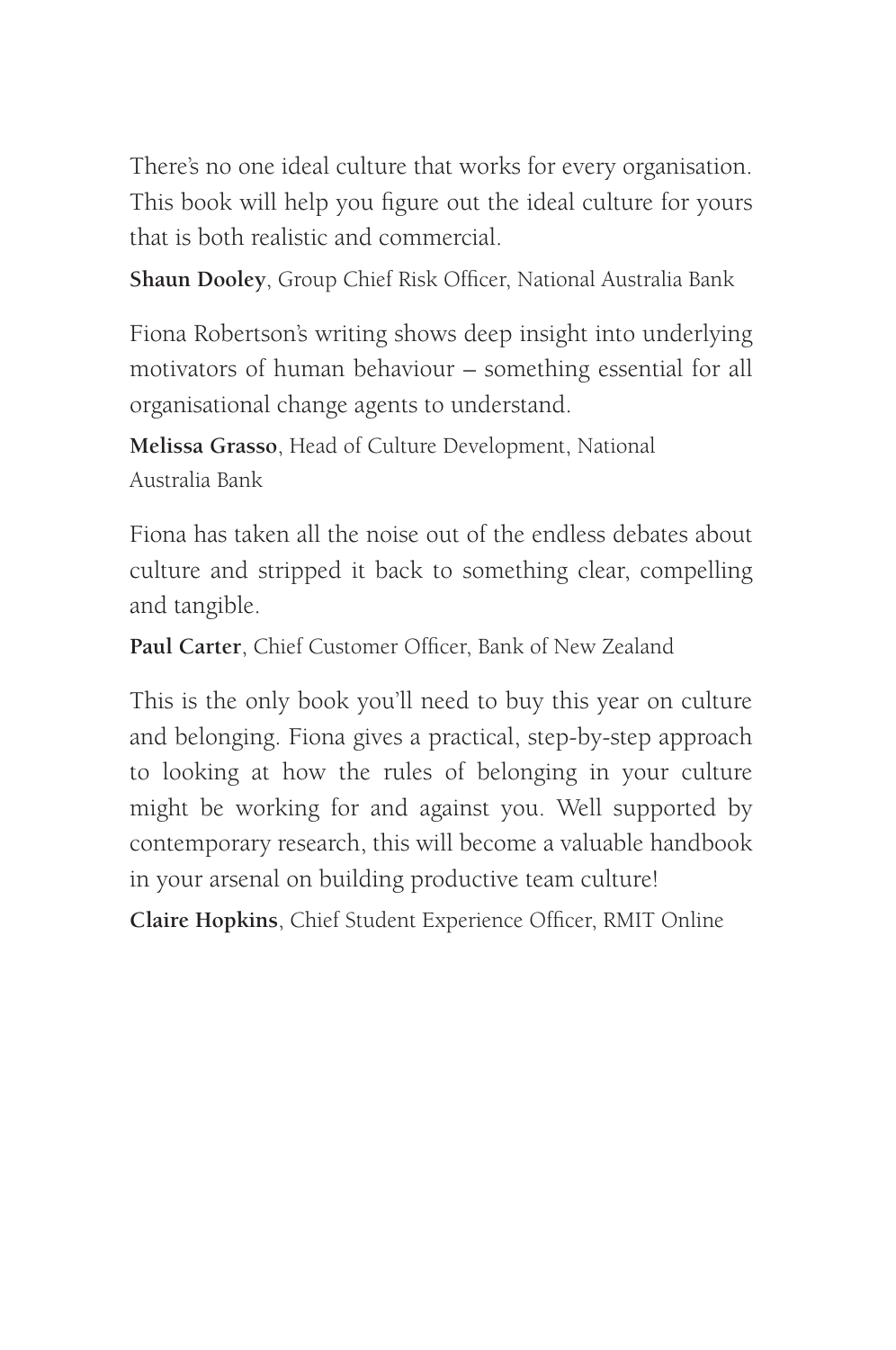There's no one ideal culture that works for every organisation. This book will help you figure out the ideal culture for yours that is both realistic and commercial.

**Shaun Dooley**, Group Chief Risk Officer, National Australia Bank

Fiona Robertson's writing shows deep insight into underlying motivators of human behaviour – something essential for all organisational change agents to understand.

**Melissa Grasso**, Head of Culture Development, National Australia Bank

Fiona has taken all the noise out of the endless debates about culture and stripped it back to something clear, compelling and tangible.

**Paul Carter**, Chief Customer Officer, Bank of New Zealand

This is the only book you'll need to buy this year on culture and belonging. Fiona gives a practical, step-by-step approach to looking at how the rules of belonging in your culture might be working for and against you. Well supported by contemporary research, this will become a valuable handbook in your arsenal on building productive team culture!

**Claire Hopkins**, Chief Student Experience Officer, RMIT Online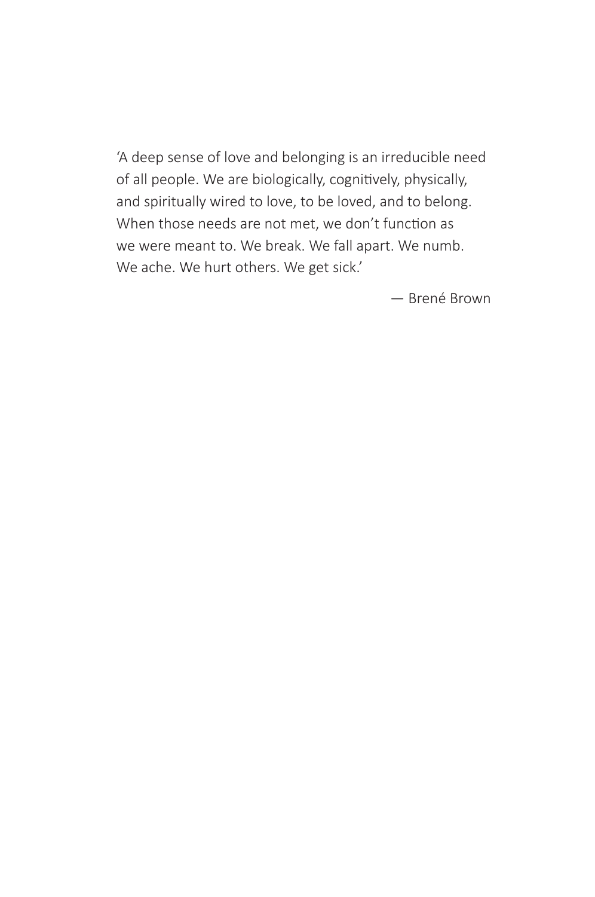'A deep sense of love and belonging is an irreducible need of all people. We are biologically, cognitively, physically, and spiritually wired to love, to be loved, and to belong. When those needs are not met, we don't function as we were meant to. We break. We fall apart. We numb. We ache. We hurt others. We get sick.'

— Brené Brown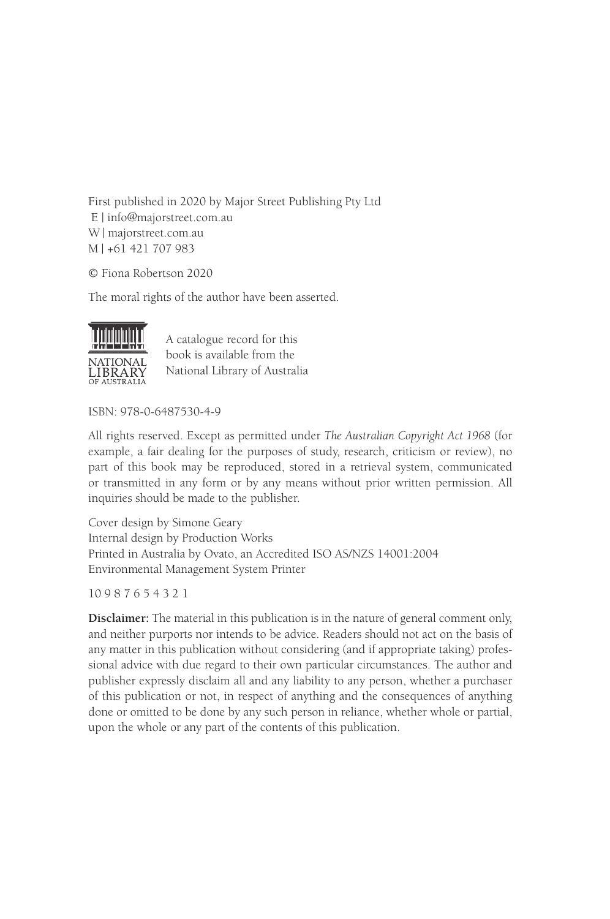First published in 2020 by Major Street Publishing Pty Ltd
E | info@majorstreet.com.au
W | majorstreet.com.au
M | +61 421 707 983

© Fiona Robertson 2020

The moral rights of the author have been asserted.

NATIONAL LIBRARY OF AUSTRALIA

A catalogue record for this book is available from the National Library of Australia

ISBN: 978-0-6487530-4-9

All rights reserved. Except as permitted under *The Australian Copyright Act 1968* (for example, a fair dealing for the purposes of study, research, criticism or review), no part of this book may be reproduced, stored in a retrieval system, communicated or transmitted in any form or by any means without prior written permission. All inquiries should be made to the publisher.

Cover design by Simone Geary
Internal design by Production Works
Printed in Australia by Ovato, an Accredited ISO AS/NZS 14001:2004 Environmental Management System Printer

10 9 8 7 6 5 4 3 2 1

**Disclaimer:** The material in this publication is in the nature of general comment only, and neither purports nor intends to be advice. Readers should not act on the basis of any matter in this publication without considering (and if appropriate taking) professional advice with due regard to their own particular circumstances. The author and publisher expressly disclaim all and any liability to any person, whether a purchaser of this publication or not, in respect of anything and the consequences of anything done or omitted to be done by any such person in reliance, whether whole or partial, upon the whole or any part of the contents of this publication.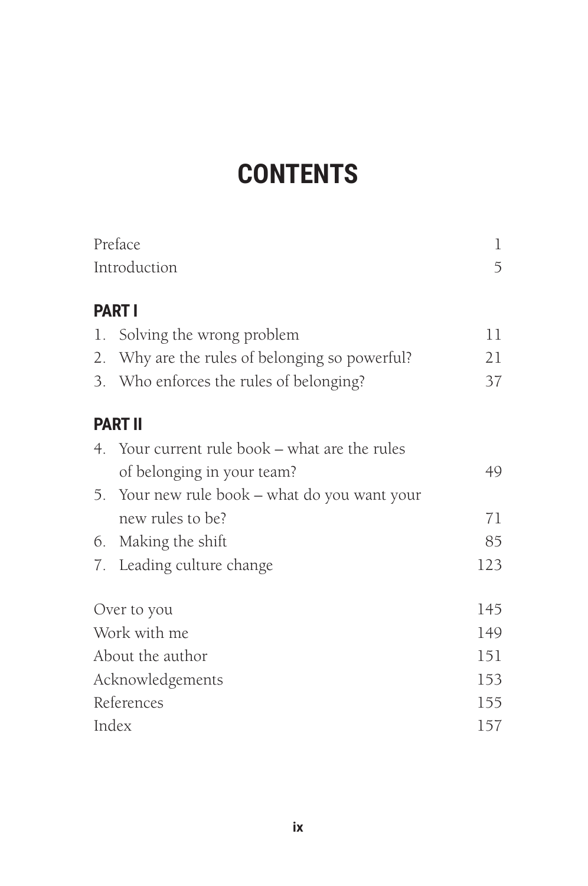# CONTENTS

| | |
|---|---|
| Preface | 1 |
| Introduction | 5 |

## PART I

| | |
|---|---|
| 1. Solving the wrong problem | 11 |
| 2. Why are the rules of belonging so powerful? | 21 |
| 3. Who enforces the rules of belonging? | 37 |

## PART II

| | |
|---|---|
| 4. Your current rule book – what are the rules of belonging in your team? | 49 |
| 5. Your new rule book – what do you want your new rules to be? | 71 |
| 6. Making the shift | 85 |
| 7. Leading culture change | 123 |

| | |
|---|---|
| Over to you | 145 |
| Work with me | 149 |
| About the author | 151 |
| Acknowledgements | 153 |
| References | 155 |
| Index | 157 |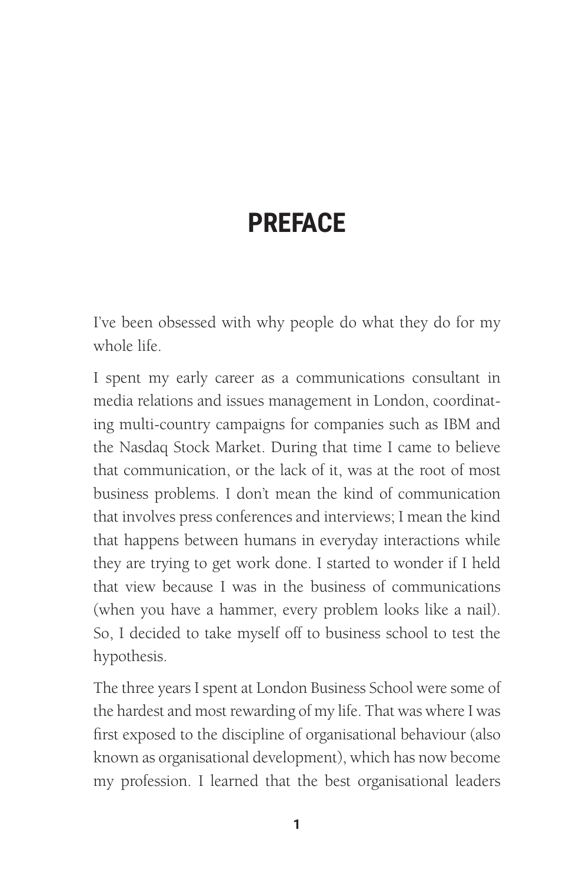# PREFACE

I've been obsessed with why people do what they do for my whole life.

I spent my early career as a communications consultant in media relations and issues management in London, coordinating multi-country campaigns for companies such as IBM and the Nasdaq Stock Market. During that time I came to believe that communication, or the lack of it, was at the root of most business problems. I don't mean the kind of communication that involves press conferences and interviews; I mean the kind that happens between humans in everyday interactions while they are trying to get work done. I started to wonder if I held that view because I was in the business of communications (when you have a hammer, every problem looks like a nail). So, I decided to take myself off to business school to test the hypothesis.

The three years I spent at London Business School were some of the hardest and most rewarding of my life. That was where I was first exposed to the discipline of organisational behaviour (also known as organisational development), which has now become my profession. I learned that the best organisational leaders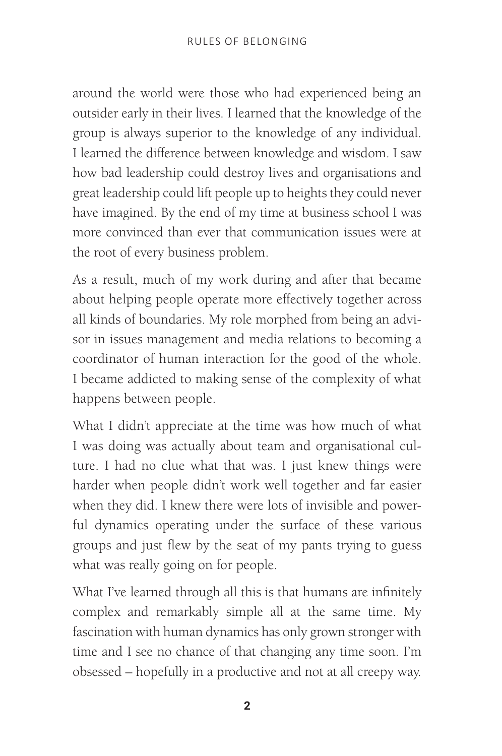around the world were those who had experienced being an outsider early in their lives. I learned that the knowledge of the group is always superior to the knowledge of any individual. I learned the difference between knowledge and wisdom. I saw how bad leadership could destroy lives and organisations and great leadership could lift people up to heights they could never have imagined. By the end of my time at business school I was more convinced than ever that communication issues were at the root of every business problem.

As a result, much of my work during and after that became about helping people operate more effectively together across all kinds of boundaries. My role morphed from being an advisor in issues management and media relations to becoming a coordinator of human interaction for the good of the whole. I became addicted to making sense of the complexity of what happens between people.

What I didn't appreciate at the time was how much of what I was doing was actually about team and organisational culture. I had no clue what that was. I just knew things were harder when people didn't work well together and far easier when they did. I knew there were lots of invisible and powerful dynamics operating under the surface of these various groups and just flew by the seat of my pants trying to guess what was really going on for people.

What I've learned through all this is that humans are infinitely complex and remarkably simple all at the same time. My fascination with human dynamics has only grown stronger with time and I see no chance of that changing any time soon. I'm obsessed – hopefully in a productive and not at all creepy way.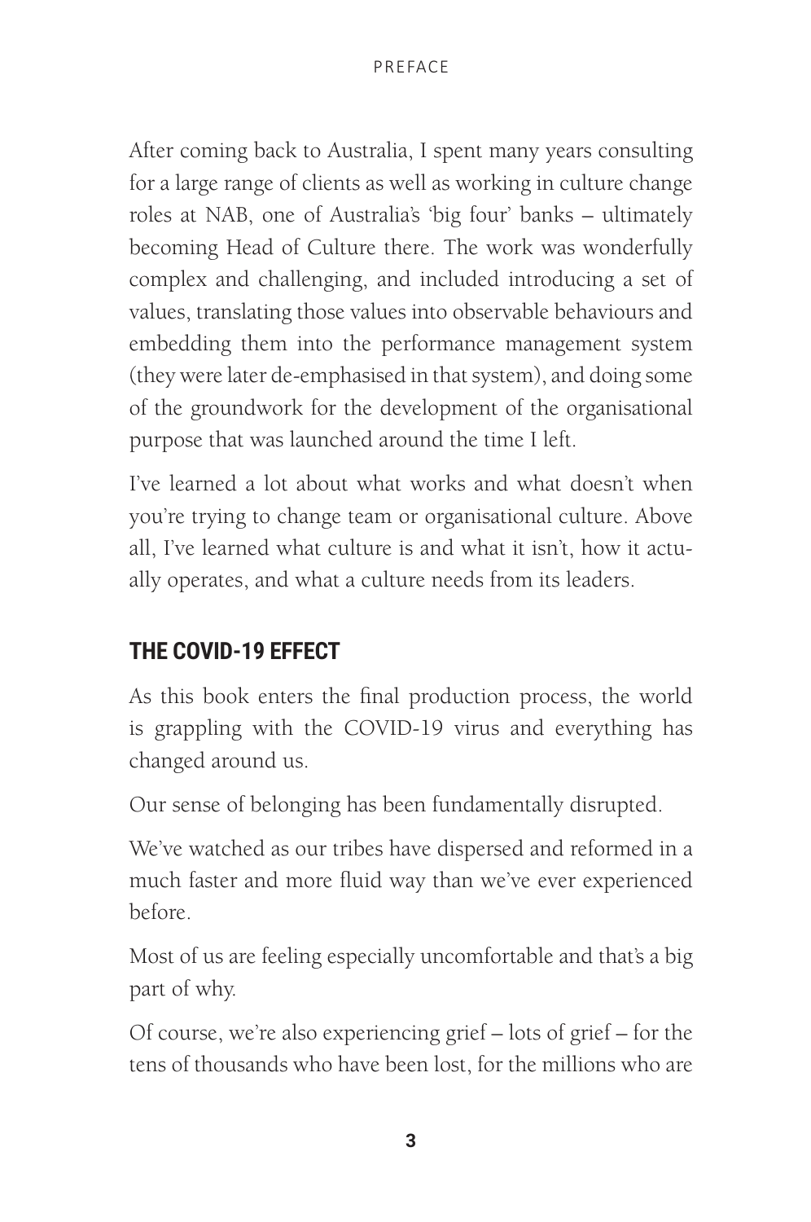After coming back to Australia, I spent many years consulting for a large range of clients as well as working in culture change roles at NAB, one of Australia's 'big four' banks – ultimately becoming Head of Culture there. The work was wonderfully complex and challenging, and included introducing a set of values, translating those values into observable behaviours and embedding them into the performance management system (they were later de-emphasised in that system), and doing some of the groundwork for the development of the organisational purpose that was launched around the time I left.

I've learned a lot about what works and what doesn't when you're trying to change team or organisational culture. Above all, I've learned what culture is and what it isn't, how it actually operates, and what a culture needs from its leaders.

## THE COVID-19 EFFECT

As this book enters the final production process, the world is grappling with the COVID-19 virus and everything has changed around us.

Our sense of belonging has been fundamentally disrupted.

We've watched as our tribes have dispersed and reformed in a much faster and more fluid way than we've ever experienced before.

Most of us are feeling especially uncomfortable and that's a big part of why.

Of course, we're also experiencing grief – lots of grief – for the tens of thousands who have been lost, for the millions who are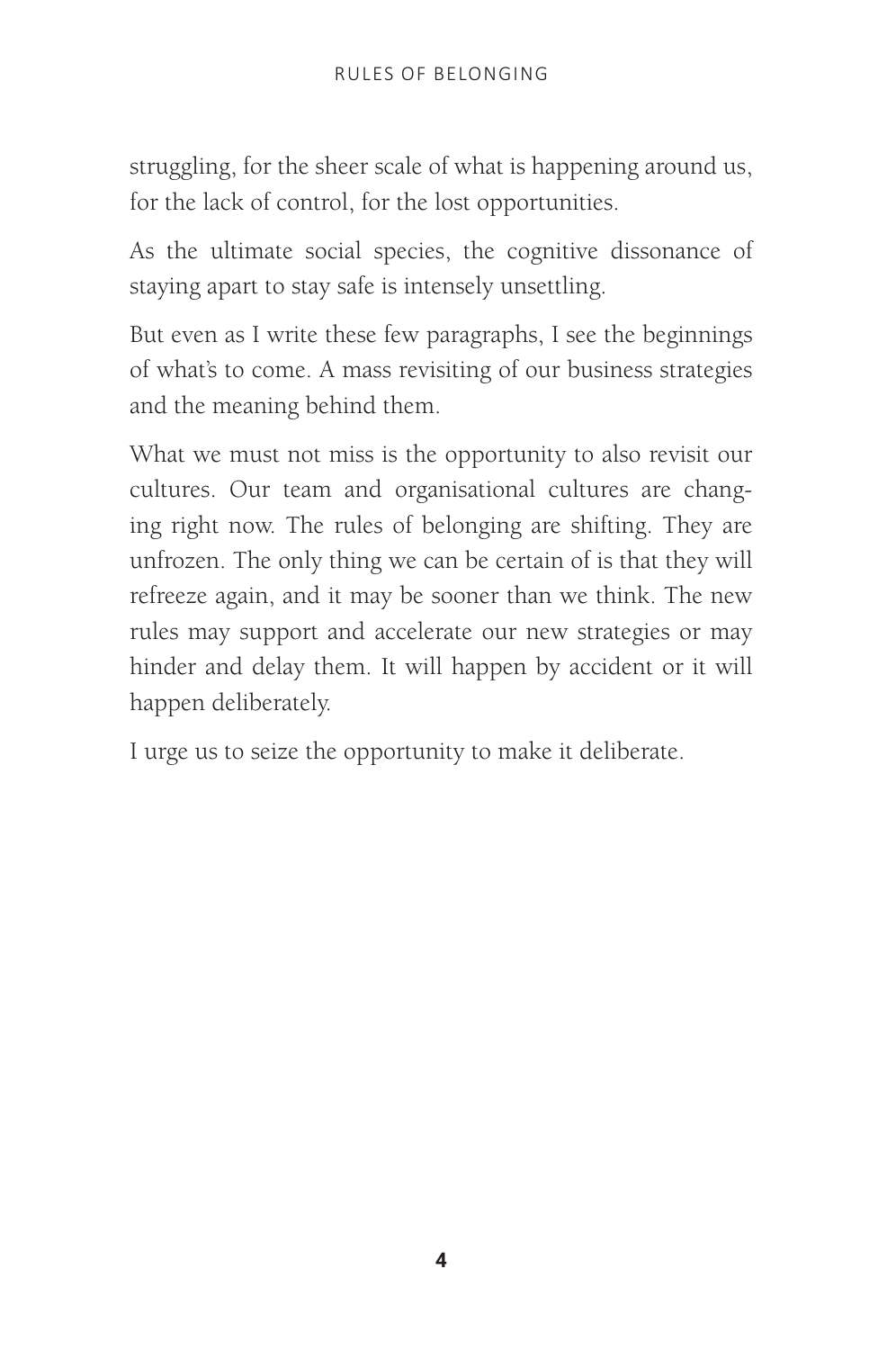struggling, for the sheer scale of what is happening around us, for the lack of control, for the lost opportunities.

As the ultimate social species, the cognitive dissonance of staying apart to stay safe is intensely unsettling.

But even as I write these few paragraphs, I see the beginnings of what's to come. A mass revisiting of our business strategies and the meaning behind them.

What we must not miss is the opportunity to also revisit our cultures. Our team and organisational cultures are changing right now. The rules of belonging are shifting. They are unfrozen. The only thing we can be certain of is that they will refreeze again, and it may be sooner than we think. The new rules may support and accelerate our new strategies or may hinder and delay them. It will happen by accident or it will happen deliberately.

I urge us to seize the opportunity to make it deliberate.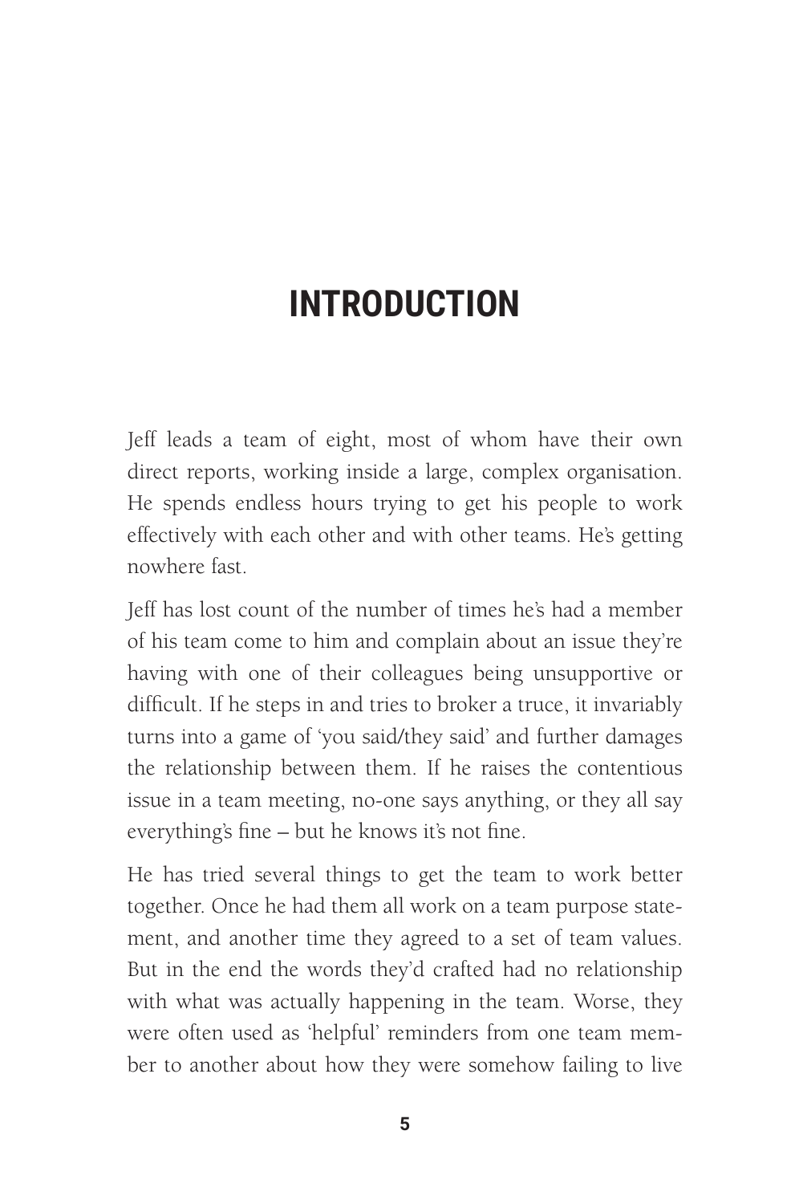# INTRODUCTION

Jeff leads a team of eight, most of whom have their own direct reports, working inside a large, complex organisation. He spends endless hours trying to get his people to work effectively with each other and with other teams. He's getting nowhere fast.

Jeff has lost count of the number of times he's had a member of his team come to him and complain about an issue they're having with one of their colleagues being unsupportive or difficult. If he steps in and tries to broker a truce, it invariably turns into a game of 'you said/they said' and further damages the relationship between them. If he raises the contentious issue in a team meeting, no-one says anything, or they all say everything's fine – but he knows it's not fine.

He has tried several things to get the team to work better together. Once he had them all work on a team purpose statement, and another time they agreed to a set of team values. But in the end the words they'd crafted had no relationship with what was actually happening in the team. Worse, they were often used as 'helpful' reminders from one team member to another about how they were somehow failing to live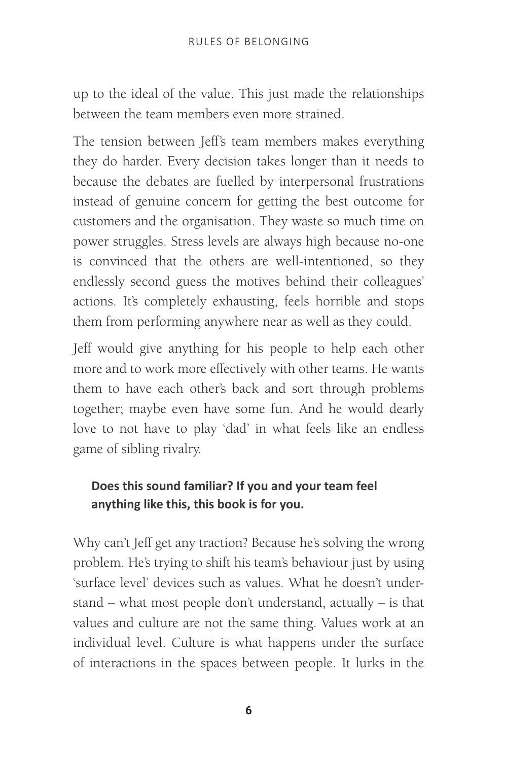up to the ideal of the value. This just made the relationships between the team members even more strained.

The tension between Jeff's team members makes everything they do harder. Every decision takes longer than it needs to because the debates are fuelled by interpersonal frustrations instead of genuine concern for getting the best outcome for customers and the organisation. They waste so much time on power struggles. Stress levels are always high because no-one is convinced that the others are well-intentioned, so they endlessly second guess the motives behind their colleagues' actions. It's completely exhausting, feels horrible and stops them from performing anywhere near as well as they could.

Jeff would give anything for his people to help each other more and to work more effectively with other teams. He wants them to have each other's back and sort through problems together; maybe even have some fun. And he would dearly love to not have to play 'dad' in what feels like an endless game of sibling rivalry.

**Does this sound familiar? If you and your team feel anything like this, this book is for you.**

Why can't Jeff get any traction? Because he's solving the wrong problem. He's trying to shift his team's behaviour just by using 'surface level' devices such as values. What he doesn't understand – what most people don't understand, actually – is that values and culture are not the same thing. Values work at an individual level. Culture is what happens under the surface of interactions in the spaces between people. It lurks in the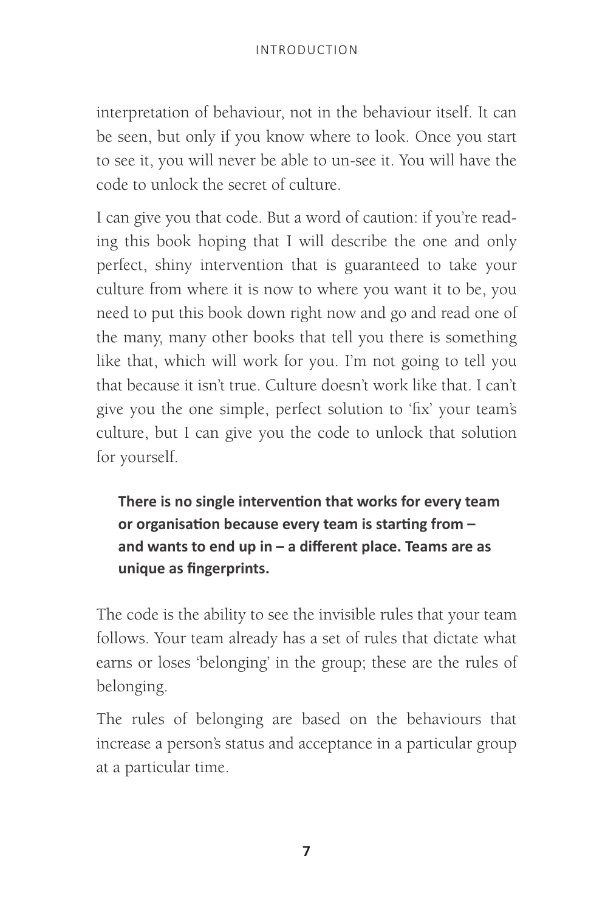interpretation of behaviour, not in the behaviour itself. It can be seen, but only if you know where to look. Once you start to see it, you will never be able to un-see it. You will have the code to unlock the secret of culture.

I can give you that code. But a word of caution: if you're reading this book hoping that I will describe the one and only perfect, shiny intervention that is guaranteed to take your culture from where it is now to where you want it to be, you need to put this book down right now and go and read one of the many, many other books that tell you there is something like that, which will work for you. I'm not going to tell you that because it isn't true. Culture doesn't work like that. I can't give you the one simple, perfect solution to 'fix' your team's culture, but I can give you the code to unlock that solution for yourself.

> **There is no single intervention that works for every team or organisation because every team is starting from – and wants to end up in – a different place. Teams are as unique as fingerprints.**

The code is the ability to see the invisible rules that your team follows. Your team already has a set of rules that dictate what earns or loses 'belonging' in the group; these are the rules of belonging.

The rules of belonging are based on the behaviours that increase a person's status and acceptance in a particular group at a particular time.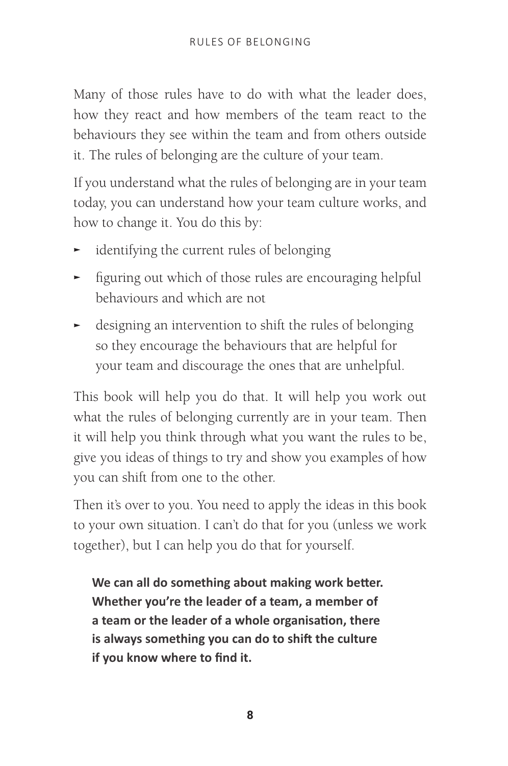Many of those rules have to do with what the leader does, how they react and how members of the team react to the behaviours they see within the team and from others outside it. The rules of belonging are the culture of your team.

If you understand what the rules of belonging are in your team today, you can understand how your team culture works, and how to change it. You do this by:

- identifying the current rules of belonging
- figuring out which of those rules are encouraging helpful behaviours and which are not
- designing an intervention to shift the rules of belonging so they encourage the behaviours that are helpful for your team and discourage the ones that are unhelpful.

This book will help you do that. It will help you work out what the rules of belonging currently are in your team. Then it will help you think through what you want the rules to be, give you ideas of things to try and show you examples of how you can shift from one to the other.

Then it's over to you. You need to apply the ideas in this book to your own situation. I can't do that for you (unless we work together), but I can help you do that for yourself.

**We can all do something about making work better. Whether you're the leader of a team, a member of a team or the leader of a whole organisation, there is always something you can do to shift the culture if you know where to find it.**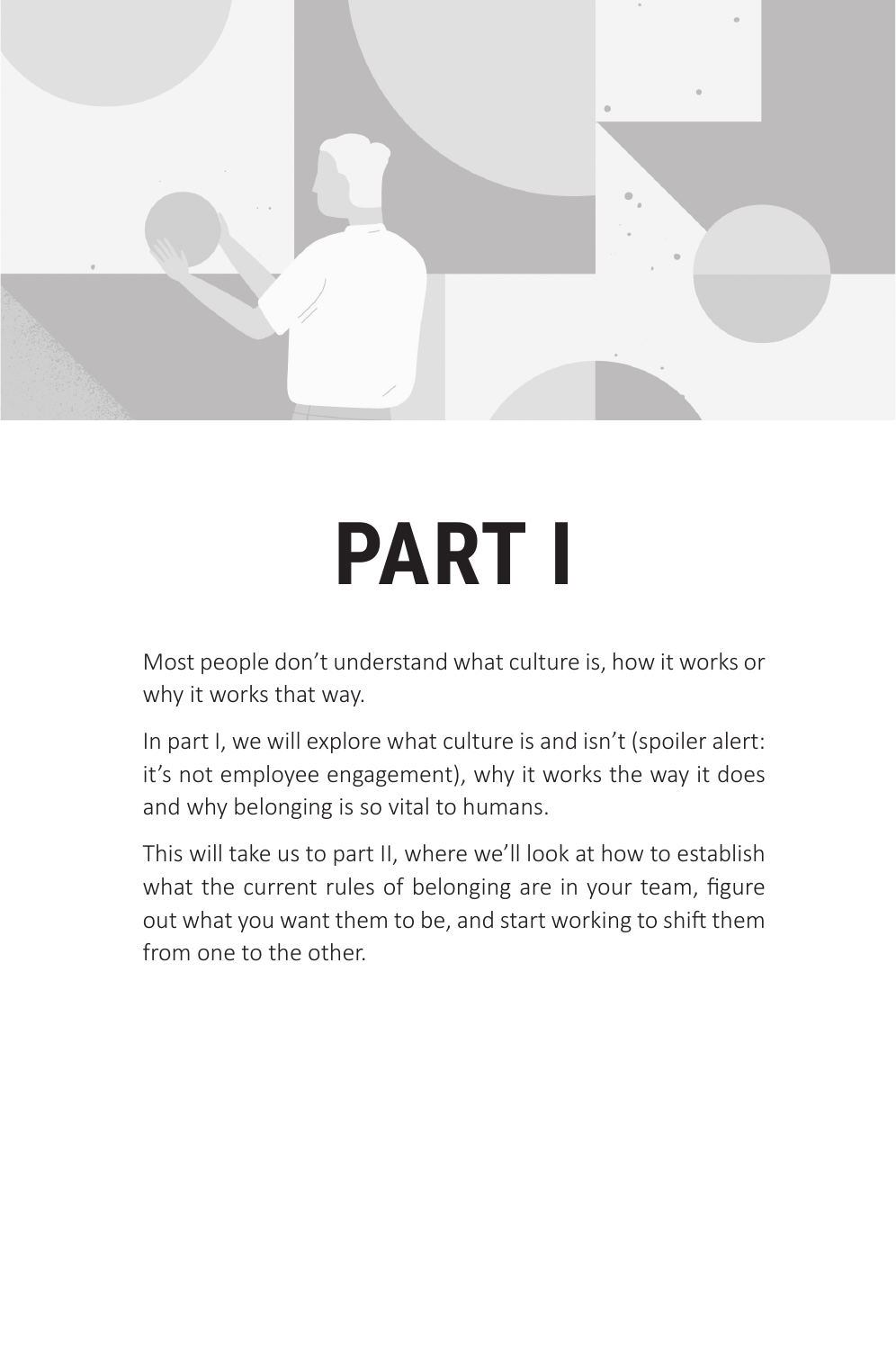# PART I

Most people don't understand what culture is, how it works or why it works that way.

In part I, we will explore what culture is and isn't (spoiler alert: it's not employee engagement), why it works the way it does and why belonging is so vital to humans.

This will take us to part II, where we'll look at how to establish what the current rules of belonging are in your team, figure out what you want them to be, and start working to shift them from one to the other.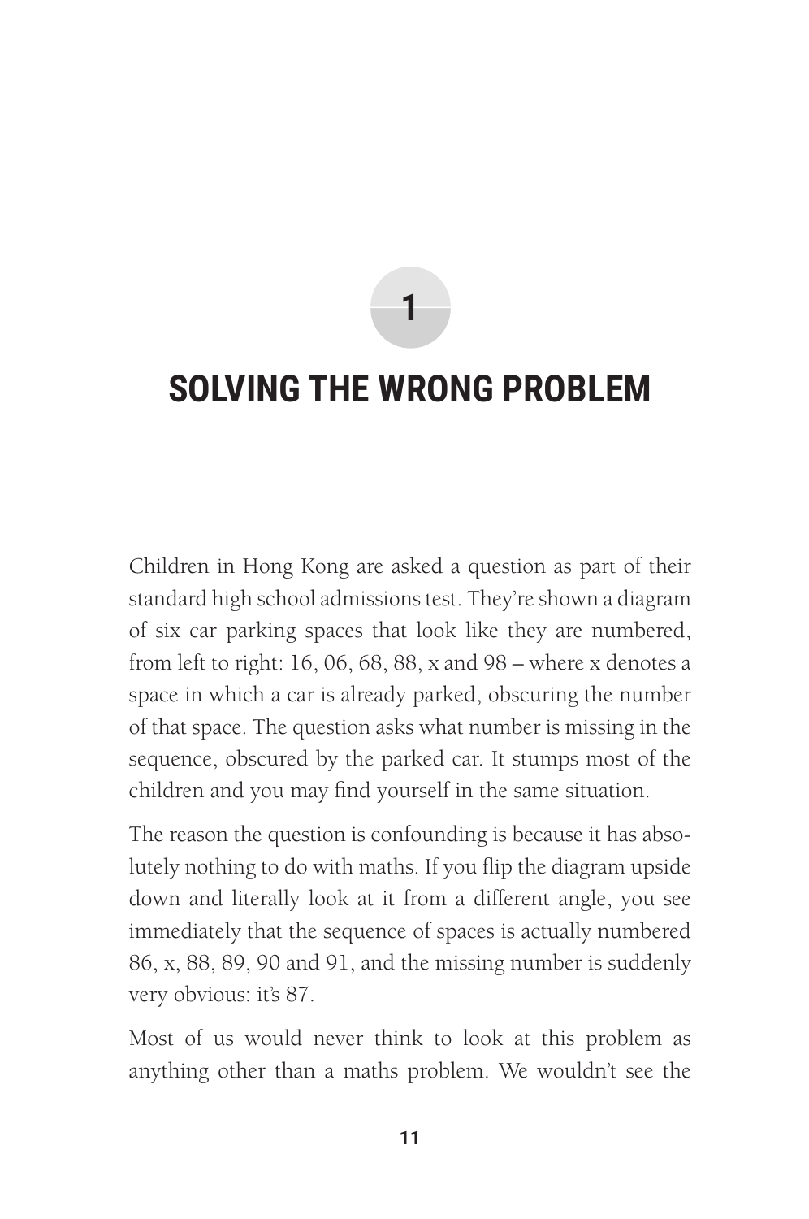# 1

# SOLVING THE WRONG PROBLEM

Children in Hong Kong are asked a question as part of their standard high school admissions test. They're shown a diagram of six car parking spaces that look like they are numbered, from left to right: 16, 06, 68, 88, x and 98 – where x denotes a space in which a car is already parked, obscuring the number of that space. The question asks what number is missing in the sequence, obscured by the parked car. It stumps most of the children and you may find yourself in the same situation.

The reason the question is confounding is because it has absolutely nothing to do with maths. If you flip the diagram upside down and literally look at it from a different angle, you see immediately that the sequence of spaces is actually numbered 86, x, 88, 89, 90 and 91, and the missing number is suddenly very obvious: it's 87.

Most of us would never think to look at this problem as anything other than a maths problem. We wouldn't see the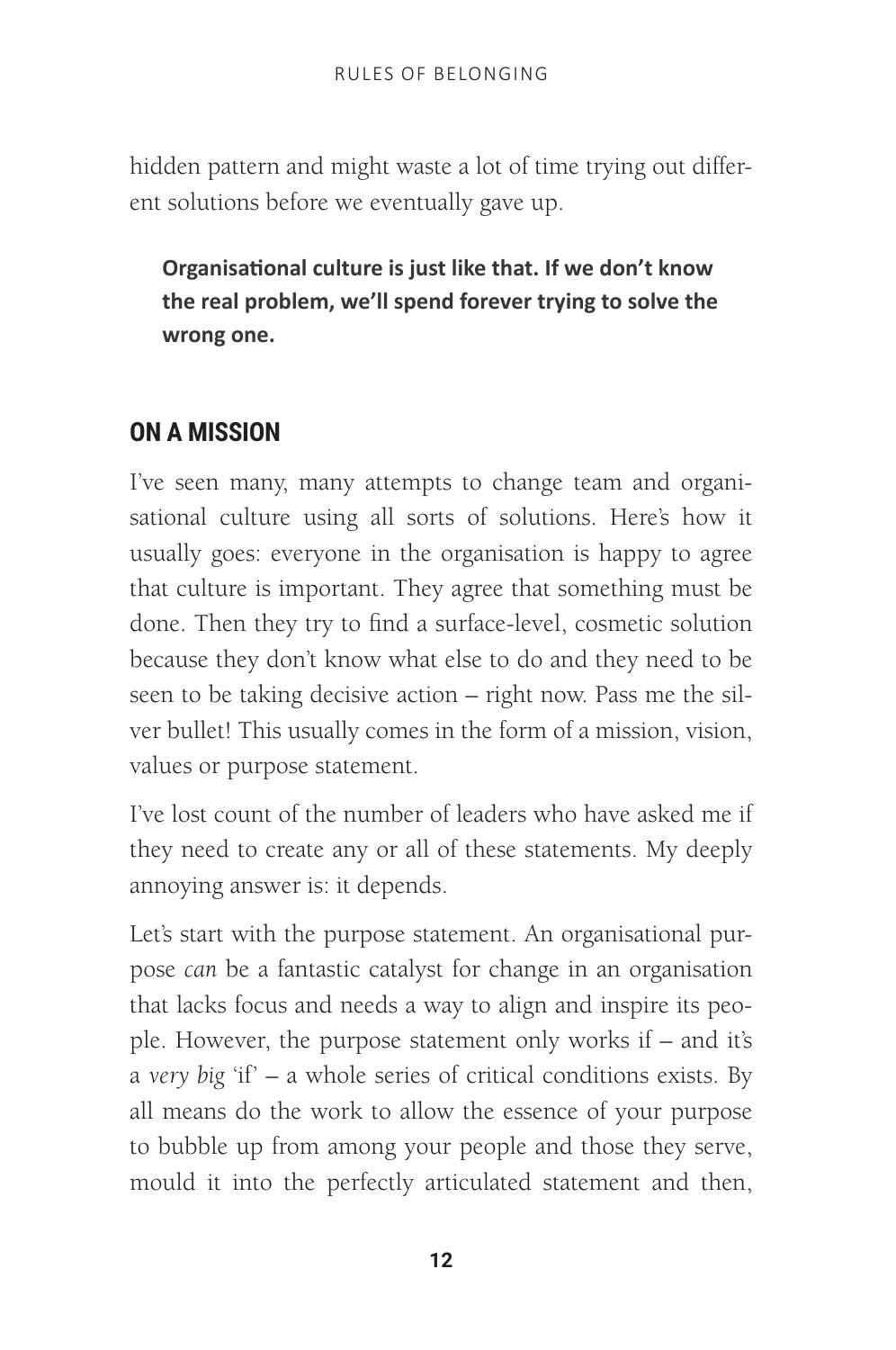hidden pattern and might waste a lot of time trying out different solutions before we eventually gave up.

**Organisational culture is just like that. If we don't know the real problem, we'll spend forever trying to solve the wrong one.**

## ON A MISSION

I've seen many, many attempts to change team and organisational culture using all sorts of solutions. Here's how it usually goes: everyone in the organisation is happy to agree that culture is important. They agree that something must be done. Then they try to find a surface-level, cosmetic solution because they don't know what else to do and they need to be seen to be taking decisive action – right now. Pass me the silver bullet! This usually comes in the form of a mission, vision, values or purpose statement.

I've lost count of the number of leaders who have asked me if they need to create any or all of these statements. My deeply annoying answer is: it depends.

Let's start with the purpose statement. An organisational purpose *can* be a fantastic catalyst for change in an organisation that lacks focus and needs a way to align and inspire its people. However, the purpose statement only works if – and it's a *very big* 'if' – a whole series of critical conditions exists. By all means do the work to allow the essence of your purpose to bubble up from among your people and those they serve, mould it into the perfectly articulated statement and then,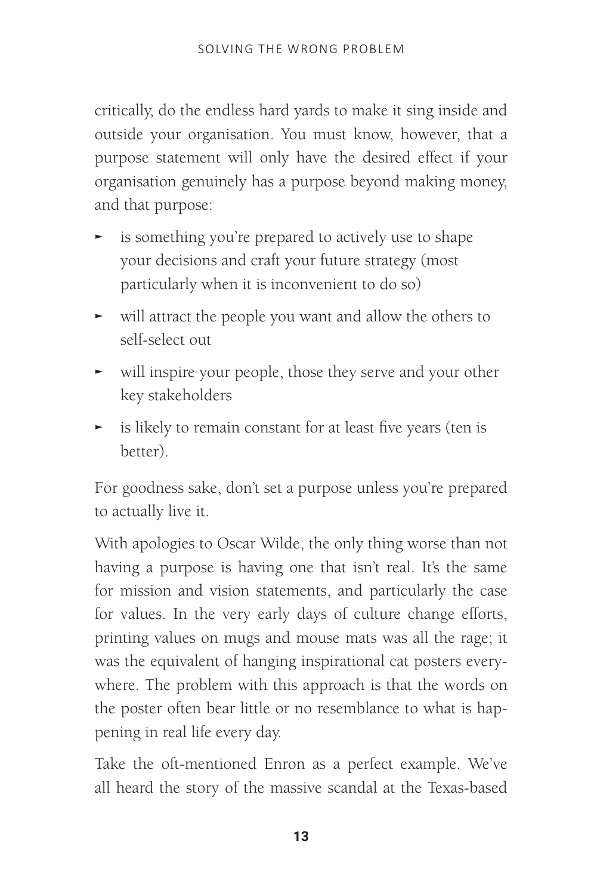critically, do the endless hard yards to make it sing inside and outside your organisation. You must know, however, that a purpose statement will only have the desired effect if your organisation genuinely has a purpose beyond making money, and that purpose:

- is something you're prepared to actively use to shape your decisions and craft your future strategy (most particularly when it is inconvenient to do so)
- will attract the people you want and allow the others to self-select out
- will inspire your people, those they serve and your other key stakeholders
- is likely to remain constant for at least five years (ten is better).

For goodness sake, don't set a purpose unless you're prepared to actually live it.

With apologies to Oscar Wilde, the only thing worse than not having a purpose is having one that isn't real. It's the same for mission and vision statements, and particularly the case for values. In the very early days of culture change efforts, printing values on mugs and mouse mats was all the rage; it was the equivalent of hanging inspirational cat posters everywhere. The problem with this approach is that the words on the poster often bear little or no resemblance to what is happening in real life every day.

Take the oft-mentioned Enron as a perfect example. We've all heard the story of the massive scandal at the Texas-based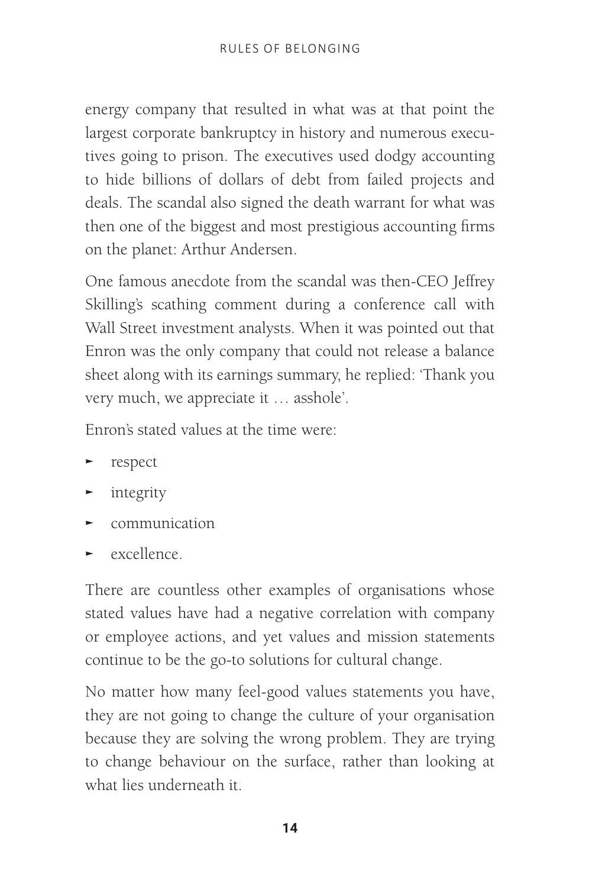energy company that resulted in what was at that point the largest corporate bankruptcy in history and numerous executives going to prison. The executives used dodgy accounting to hide billions of dollars of debt from failed projects and deals. The scandal also signed the death warrant for what was then one of the biggest and most prestigious accounting firms on the planet: Arthur Andersen.

One famous anecdote from the scandal was then-CEO Jeffrey Skilling's scathing comment during a conference call with Wall Street investment analysts. When it was pointed out that Enron was the only company that could not release a balance sheet along with its earnings summary, he replied: 'Thank you very much, we appreciate it … asshole'.

Enron's stated values at the time were:

- respect
- integrity
- communication
- excellence.

There are countless other examples of organisations whose stated values have had a negative correlation with company or employee actions, and yet values and mission statements continue to be the go-to solutions for cultural change.

No matter how many feel-good values statements you have, they are not going to change the culture of your organisation because they are solving the wrong problem. They are trying to change behaviour on the surface, rather than looking at what lies underneath it.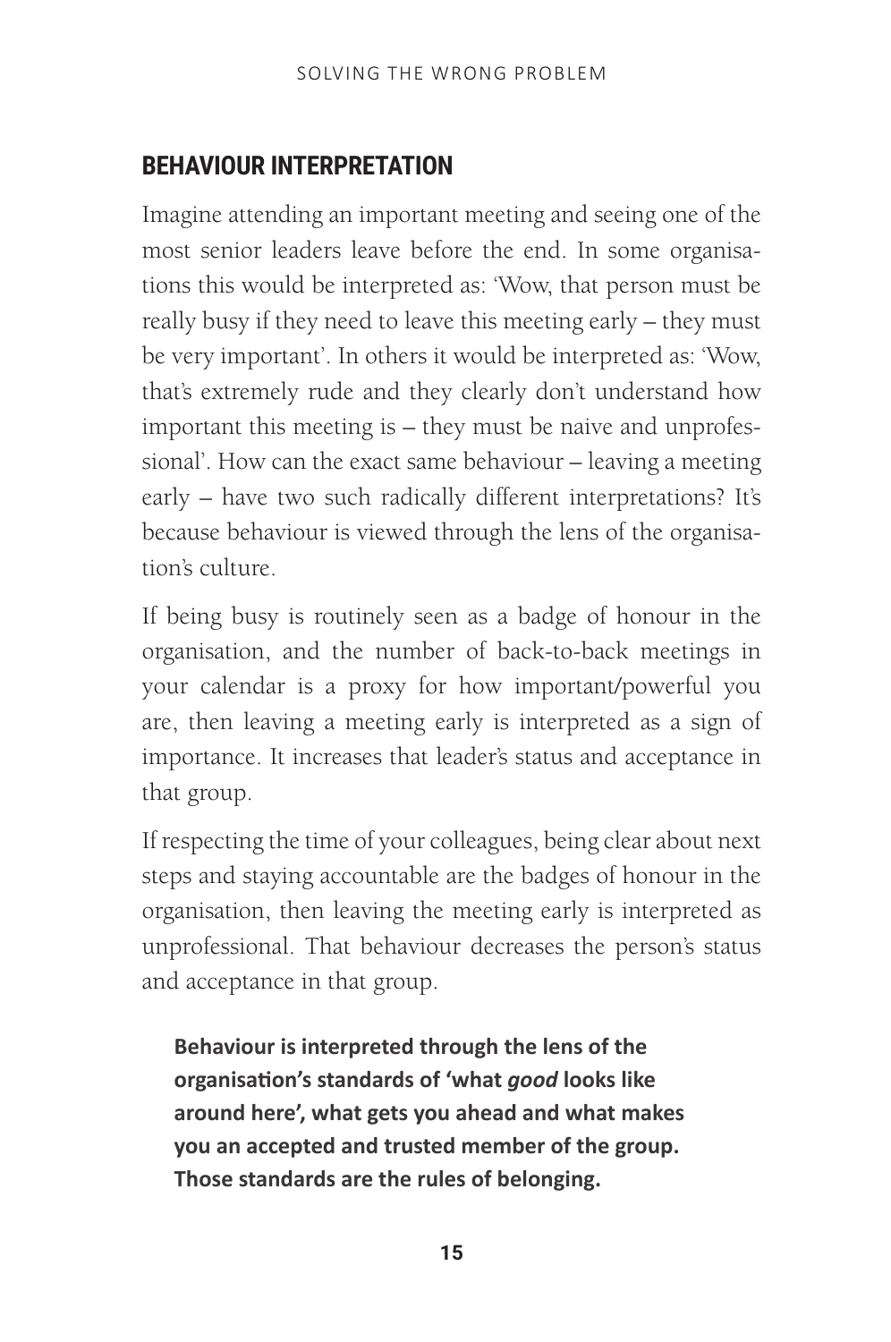## BEHAVIOUR INTERPRETATION

Imagine attending an important meeting and seeing one of the most senior leaders leave before the end. In some organisations this would be interpreted as: 'Wow, that person must be really busy if they need to leave this meeting early – they must be very important'. In others it would be interpreted as: 'Wow, that's extremely rude and they clearly don't understand how important this meeting is – they must be naive and unprofessional'. How can the exact same behaviour – leaving a meeting early – have two such radically different interpretations? It's because behaviour is viewed through the lens of the organisation's culture.

If being busy is routinely seen as a badge of honour in the organisation, and the number of back-to-back meetings in your calendar is a proxy for how important/powerful you are, then leaving a meeting early is interpreted as a sign of importance. It increases that leader's status and acceptance in that group.

If respecting the time of your colleagues, being clear about next steps and staying accountable are the badges of honour in the organisation, then leaving the meeting early is interpreted as unprofessional. That behaviour decreases the person's status and acceptance in that group.

> **Behaviour is interpreted through the lens of the organisation's standards of 'what *good* looks like around here', what gets you ahead and what makes you an accepted and trusted member of the group. Those standards are the rules of belonging.**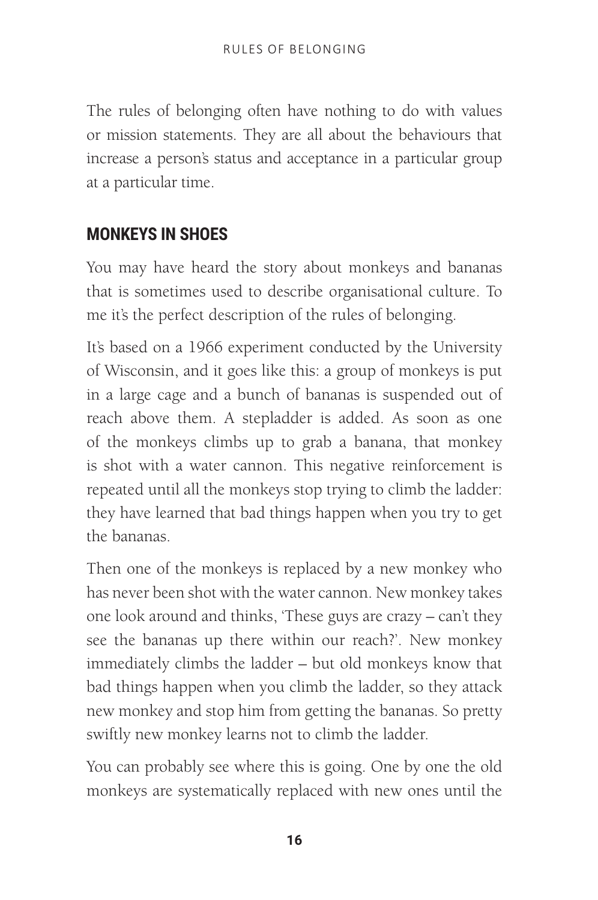The rules of belonging often have nothing to do with values or mission statements. They are all about the behaviours that increase a person's status and acceptance in a particular group at a particular time.

## MONKEYS IN SHOES

You may have heard the story about monkeys and bananas that is sometimes used to describe organisational culture. To me it's the perfect description of the rules of belonging.

It's based on a 1966 experiment conducted by the University of Wisconsin, and it goes like this: a group of monkeys is put in a large cage and a bunch of bananas is suspended out of reach above them. A stepladder is added. As soon as one of the monkeys climbs up to grab a banana, that monkey is shot with a water cannon. This negative reinforcement is repeated until all the monkeys stop trying to climb the ladder: they have learned that bad things happen when you try to get the bananas.

Then one of the monkeys is replaced by a new monkey who has never been shot with the water cannon. New monkey takes one look around and thinks, 'These guys are crazy – can't they see the bananas up there within our reach?'. New monkey immediately climbs the ladder – but old monkeys know that bad things happen when you climb the ladder, so they attack new monkey and stop him from getting the bananas. So pretty swiftly new monkey learns not to climb the ladder.

You can probably see where this is going. One by one the old monkeys are systematically replaced with new ones until the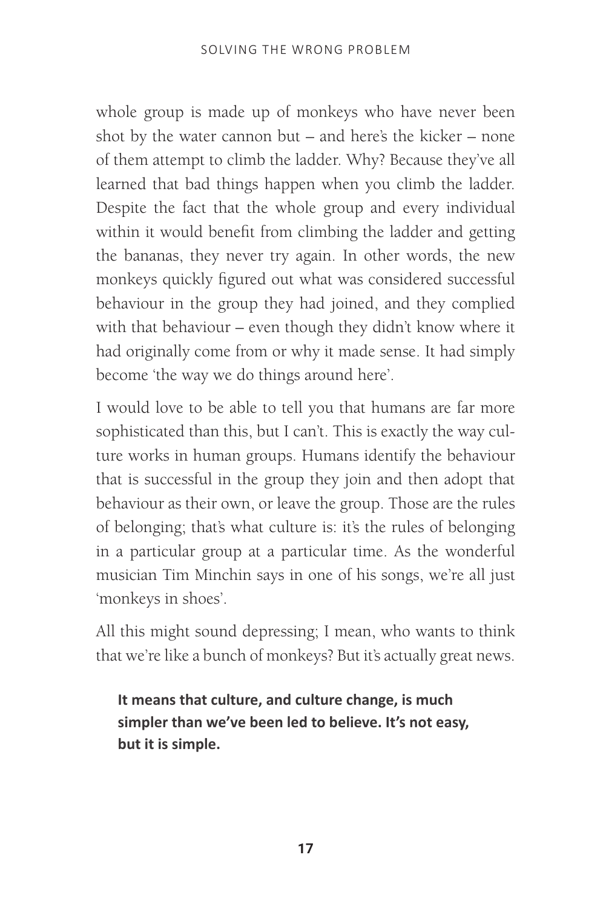whole group is made up of monkeys who have never been shot by the water cannon but – and here's the kicker – none of them attempt to climb the ladder. Why? Because they've all learned that bad things happen when you climb the ladder. Despite the fact that the whole group and every individual within it would benefit from climbing the ladder and getting the bananas, they never try again. In other words, the new monkeys quickly figured out what was considered successful behaviour in the group they had joined, and they complied with that behaviour – even though they didn't know where it had originally come from or why it made sense. It had simply become 'the way we do things around here'.

I would love to be able to tell you that humans are far more sophisticated than this, but I can't. This is exactly the way culture works in human groups. Humans identify the behaviour that is successful in the group they join and then adopt that behaviour as their own, or leave the group. Those are the rules of belonging; that's what culture is: it's the rules of belonging in a particular group at a particular time. As the wonderful musician Tim Minchin says in one of his songs, we're all just 'monkeys in shoes'.

All this might sound depressing; I mean, who wants to think that we're like a bunch of monkeys? But it's actually great news.

> **It means that culture, and culture change, is much simpler than we've been led to believe. It's not easy, but it is simple.**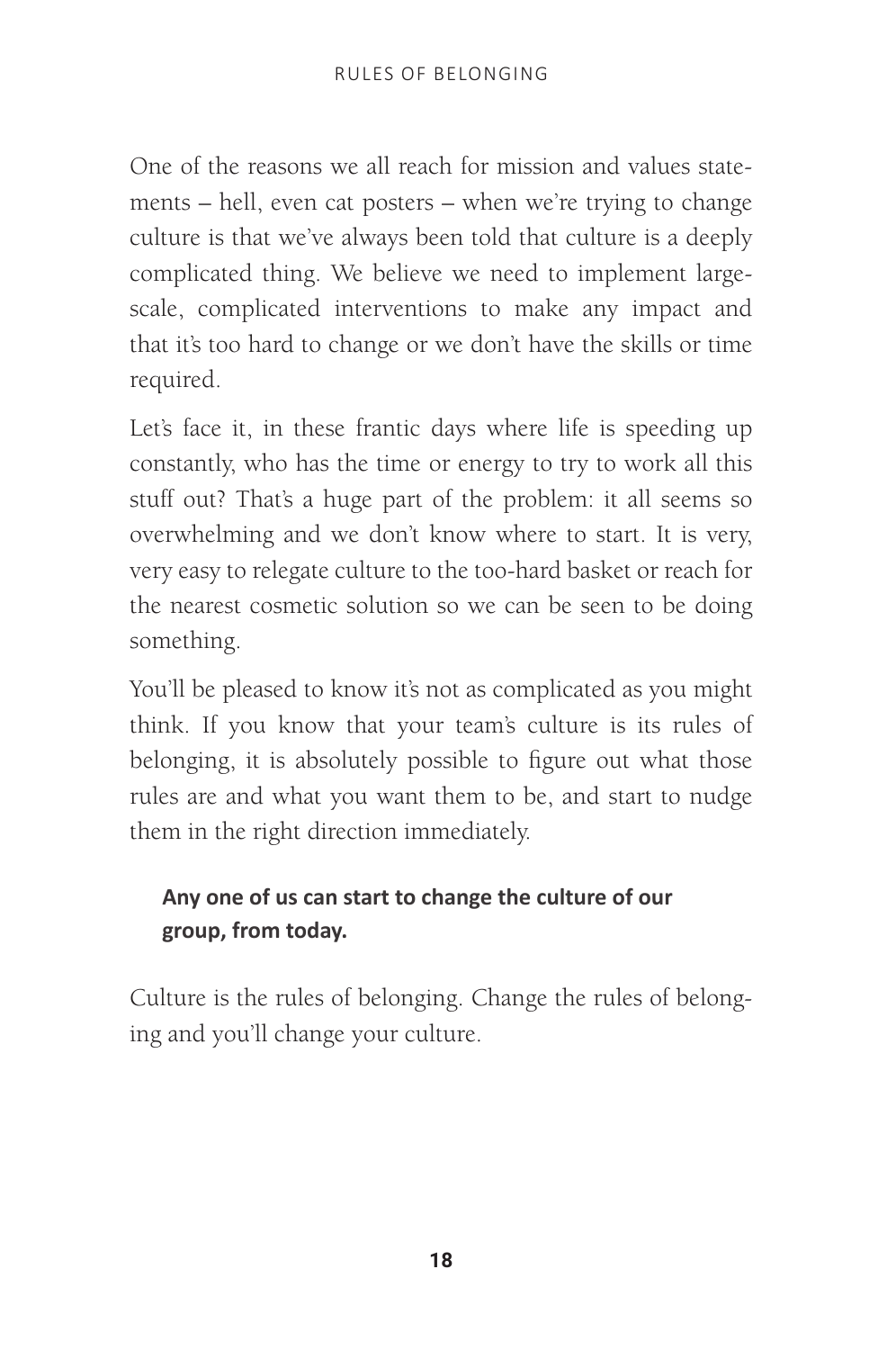One of the reasons we all reach for mission and values statements – hell, even cat posters – when we're trying to change culture is that we've always been told that culture is a deeply complicated thing. We believe we need to implement large-scale, complicated interventions to make any impact and that it's too hard to change or we don't have the skills or time required.

Let's face it, in these frantic days where life is speeding up constantly, who has the time or energy to try to work all this stuff out? That's a huge part of the problem: it all seems so overwhelming and we don't know where to start. It is very, very easy to relegate culture to the too-hard basket or reach for the nearest cosmetic solution so we can be seen to be doing something.

You'll be pleased to know it's not as complicated as you might think. If you know that your team's culture is its rules of belonging, it is absolutely possible to figure out what those rules are and what you want them to be, and start to nudge them in the right direction immediately.

**Any one of us can start to change the culture of our group, from today.**

Culture is the rules of belonging. Change the rules of belonging and you'll change your culture.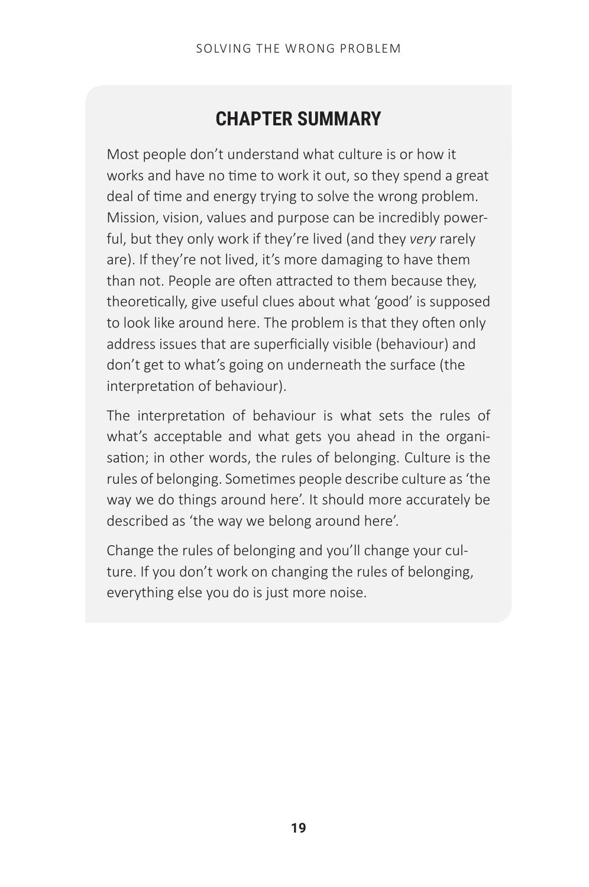## CHAPTER SUMMARY

Most people don't understand what culture is or how it works and have no time to work it out, so they spend a great deal of time and energy trying to solve the wrong problem. Mission, vision, values and purpose can be incredibly powerful, but they only work if they're lived (and they *very* rarely are). If they're not lived, it's more damaging to have them than not. People are often attracted to them because they, theoretically, give useful clues about what 'good' is supposed to look like around here. The problem is that they often only address issues that are superficially visible (behaviour) and don't get to what's going on underneath the surface (the interpretation of behaviour).

The interpretation of behaviour is what sets the rules of what's acceptable and what gets you ahead in the organisation; in other words, the rules of belonging. Culture is the rules of belonging. Sometimes people describe culture as 'the way we do things around here'. It should more accurately be described as 'the way we belong around here'.

Change the rules of belonging and you'll change your culture. If you don't work on changing the rules of belonging, everything else you do is just more noise.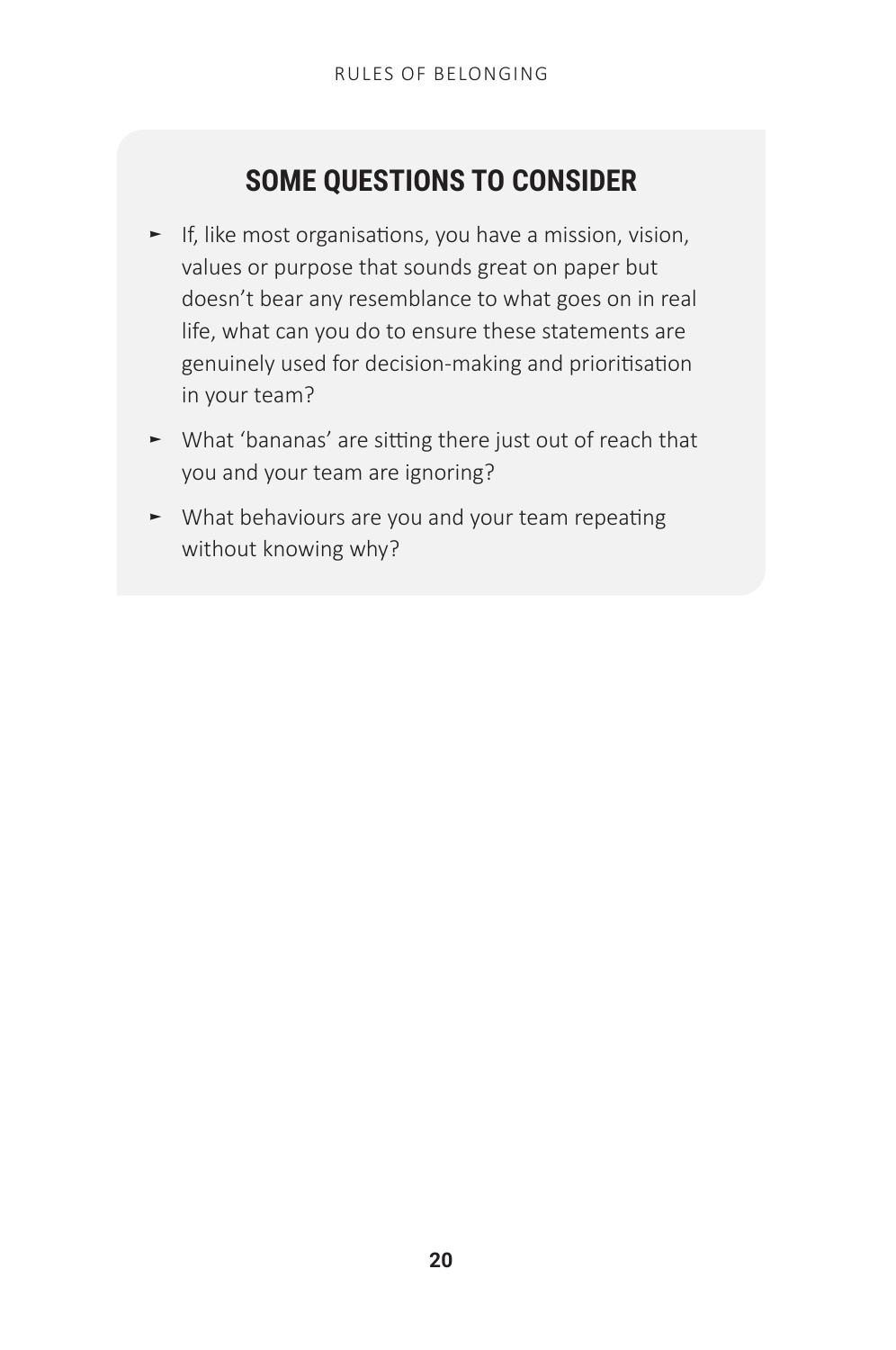## SOME QUESTIONS TO CONSIDER

- If, like most organisations, you have a mission, vision, values or purpose that sounds great on paper but doesn't bear any resemblance to what goes on in real life, what can you do to ensure these statements are genuinely used for decision-making and prioritisation in your team?
- What 'bananas' are sitting there just out of reach that you and your team are ignoring?
- What behaviours are you and your team repeating without knowing why?